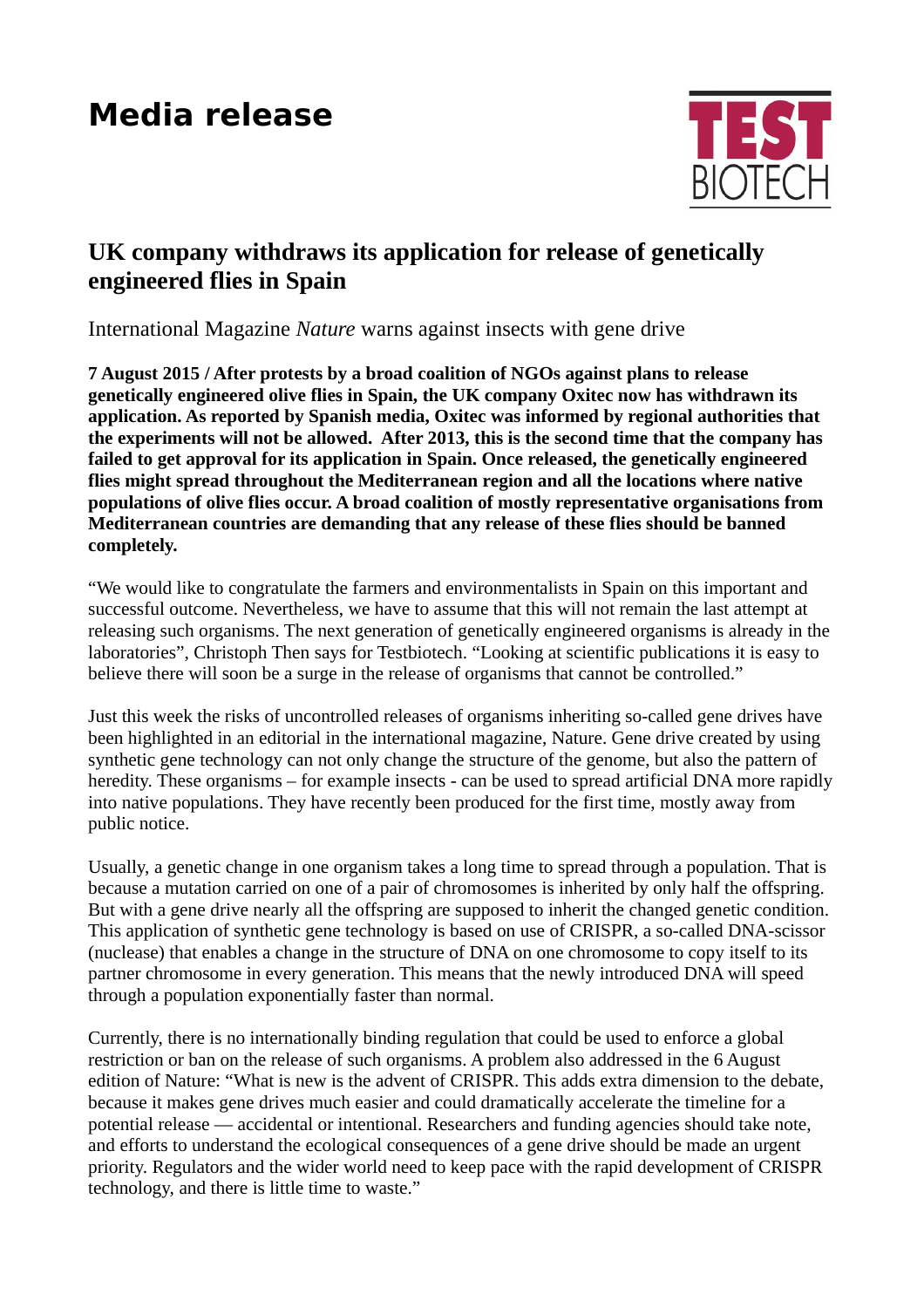# Media release

TEST BIOTECH

## UK company withdraws its application for release of genetically engineered flies in Spain

International Magazine *Nature* warns against insects with gene drive

**7 August 2015 / After protests by a broad coalition of NGOs against plans to release genetically engineered olive flies in Spain, the UK company Oxitec now has withdrawn its application. As reported by Spanish media, Oxitec was informed by regional authorities that the experiments will not be allowed. After 2013, this is the second time that the company has failed to get approval for its application in Spain. Once released, the genetically engineered flies might spread throughout the Mediterranean region and all the locations where native populations of olive flies occur. A broad coalition of mostly representative organisations from Mediterranean countries are demanding that any release of these flies should be banned completely.**

"We would like to congratulate the farmers and environmentalists in Spain on this important and successful outcome. Nevertheless, we have to assume that this will not remain the last attempt at releasing such organisms. The next generation of genetically engineered organisms is already in the laboratories", Christoph Then says for Testbiotech. "Looking at scientific publications it is easy to believe there will soon be a surge in the release of organisms that cannot be controlled."

Just this week the risks of uncontrolled releases of organisms inheriting so-called gene drives have been highlighted in an editorial in the international magazine, Nature. Gene drive created by using synthetic gene technology can not only change the structure of the genome, but also the pattern of heredity. These organisms – for example insects - can be used to spread artificial DNA more rapidly into native populations. They have recently been produced for the first time, mostly away from public notice.

Usually, a genetic change in one organism takes a long time to spread through a population. That is because a mutation carried on one of a pair of chromosomes is inherited by only half the offspring. But with a gene drive nearly all the offspring are supposed to inherit the changed genetic condition. This application of synthetic gene technology is based on use of CRISPR, a so-called DNA-scissor (nuclease) that enables a change in the structure of DNA on one chromosome to copy itself to its partner chromosome in every generation. This means that the newly introduced DNA will speed through a population exponentially faster than normal.

Currently, there is no internationally binding regulation that could be used to enforce a global restriction or ban on the release of such organisms. A problem also addressed in the 6 August edition of Nature: "What is new is the advent of CRISPR. This adds extra dimension to the debate, because it makes gene drives much easier and could dramatically accelerate the timeline for a potential release — accidental or intentional. Researchers and funding agencies should take note, and efforts to understand the ecological consequences of a gene drive should be made an urgent priority. Regulators and the wider world need to keep pace with the rapid development of CRISPR technology, and there is little time to waste."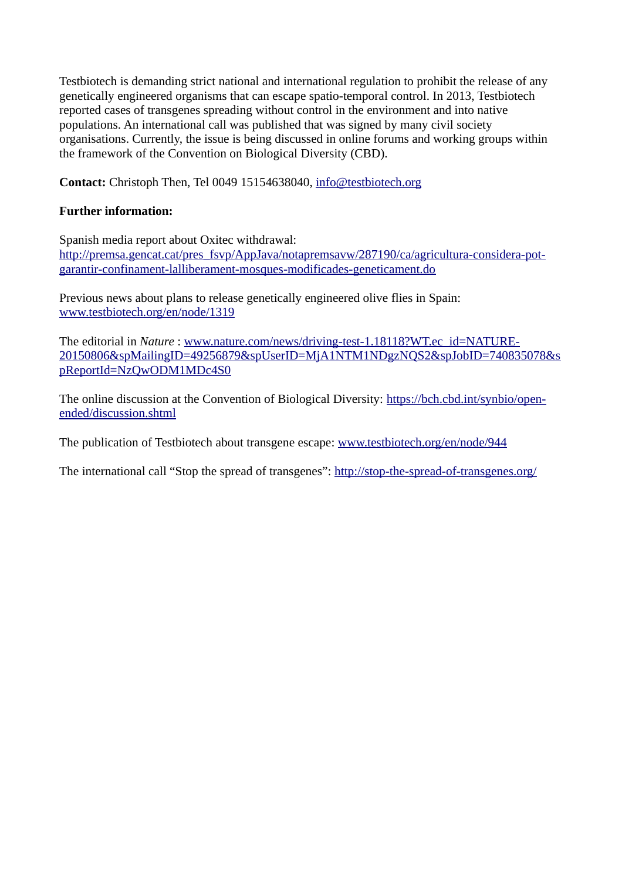Testbiotech is demanding strict national and international regulation to prohibit the release of any genetically engineered organisms that can escape spatio-temporal control. In 2013, Testbiotech reported cases of transgenes spreading without control in the environment and into native populations. An international call was published that was signed by many civil society organisations. Currently, the issue is being discussed in online forums and working groups within the framework of the Convention on Biological Diversity (CBD).

**Contact:** Christoph Then, Tel 0049 15154638040, info@testbiotech.org

**Further information:**

Spanish media report about Oxitec withdrawal:
http://premsa.gencat.cat/pres_fsvp/AppJava/notapremsavw/287190/ca/agricultura-considera-pot-garantir-confinament-lalliberament-mosques-modificades-geneticament.do

Previous news about plans to release genetically engineered olive flies in Spain:
www.testbiotech.org/en/node/1319

The editorial in *Nature* : www.nature.com/news/driving-test-1.18118?WT.ec_id=NATURE-20150806&spMailingID=49256879&spUserID=MjA1NTM1NDgzNQS2&spJobID=740835078&spReportId=NzQwODM1MDc4S0

The online discussion at the Convention of Biological Diversity: https://bch.cbd.int/synbio/open-ended/discussion.shtml

The publication of Testbiotech about transgene escape: www.testbiotech.org/en/node/944

The international call “Stop the spread of transgenes”: http://stop-the-spread-of-transgenes.org/